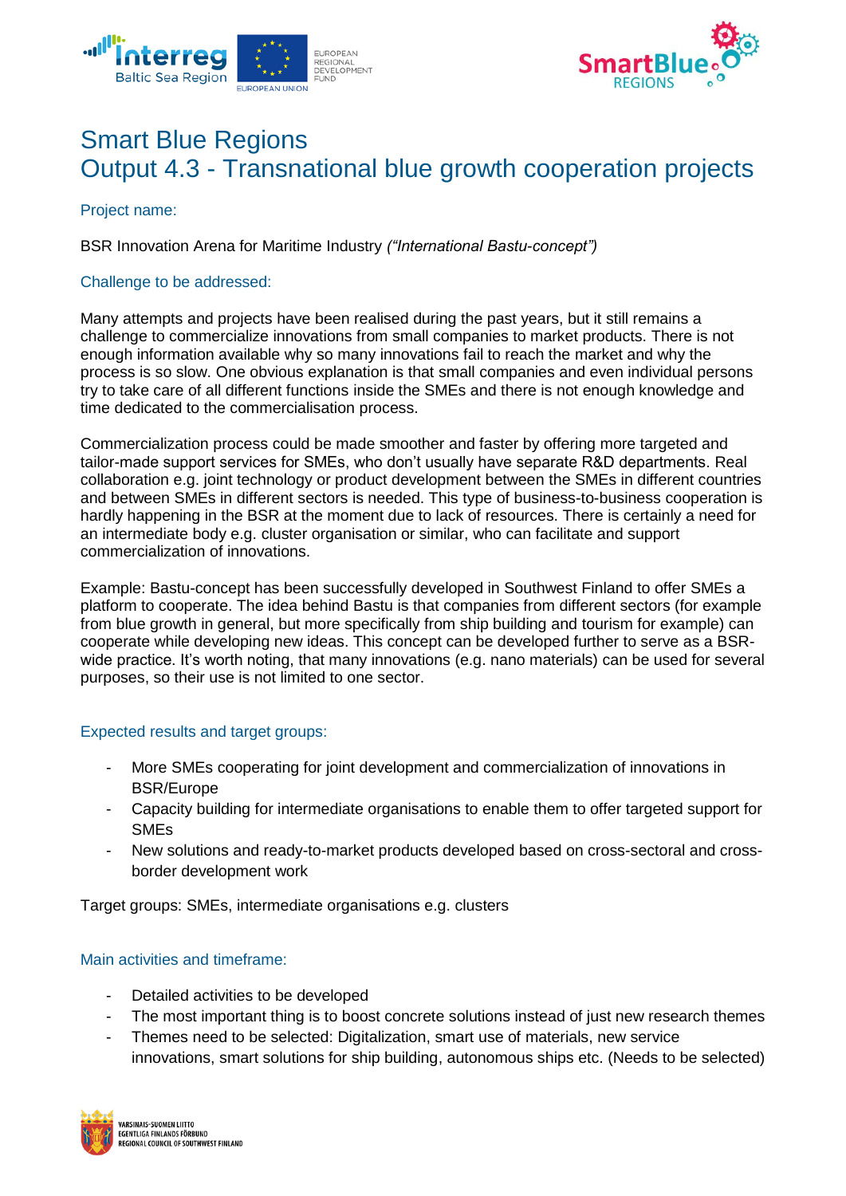# Smart Blue Regions
# Output 4.3 - Transnational blue growth cooperation projects

## Project name:

BSR Innovation Arena for Maritime Industry *("International Bastu-concept")*

## Challenge to be addressed:

Many attempts and projects have been realised during the past years, but it still remains a challenge to commercialize innovations from small companies to market products. There is not enough information available why so many innovations fail to reach the market and why the process is so slow. One obvious explanation is that small companies and even individual persons try to take care of all different functions inside the SMEs and there is not enough knowledge and time dedicated to the commercialisation process.

Commercialization process could be made smoother and faster by offering more targeted and tailor-made support services for SMEs, who don't usually have separate R&D departments. Real collaboration e.g. joint technology or product development between the SMEs in different countries and between SMEs in different sectors is needed. This type of business-to-business cooperation is hardly happening in the BSR at the moment due to lack of resources. There is certainly a need for an intermediate body e.g. cluster organisation or similar, who can facilitate and support commercialization of innovations.

Example: Bastu-concept has been successfully developed in Southwest Finland to offer SMEs a platform to cooperate. The idea behind Bastu is that companies from different sectors (for example from blue growth in general, but more specifically from ship building and tourism for example) can cooperate while developing new ideas. This concept can be developed further to serve as a BSR-wide practice. It's worth noting, that many innovations (e.g. nano materials) can be used for several purposes, so their use is not limited to one sector.

## Expected results and target groups:

- More SMEs cooperating for joint development and commercialization of innovations in BSR/Europe
- Capacity building for intermediate organisations to enable them to offer targeted support for SMEs
- New solutions and ready-to-market products developed based on cross-sectoral and cross-border development work

Target groups: SMEs, intermediate organisations e.g. clusters

## Main activities and timeframe:

- Detailed activities to be developed
- The most important thing is to boost concrete solutions instead of just new research themes
- Themes need to be selected: Digitalization, smart use of materials, new service innovations, smart solutions for ship building, autonomous ships etc. (Needs to be selected)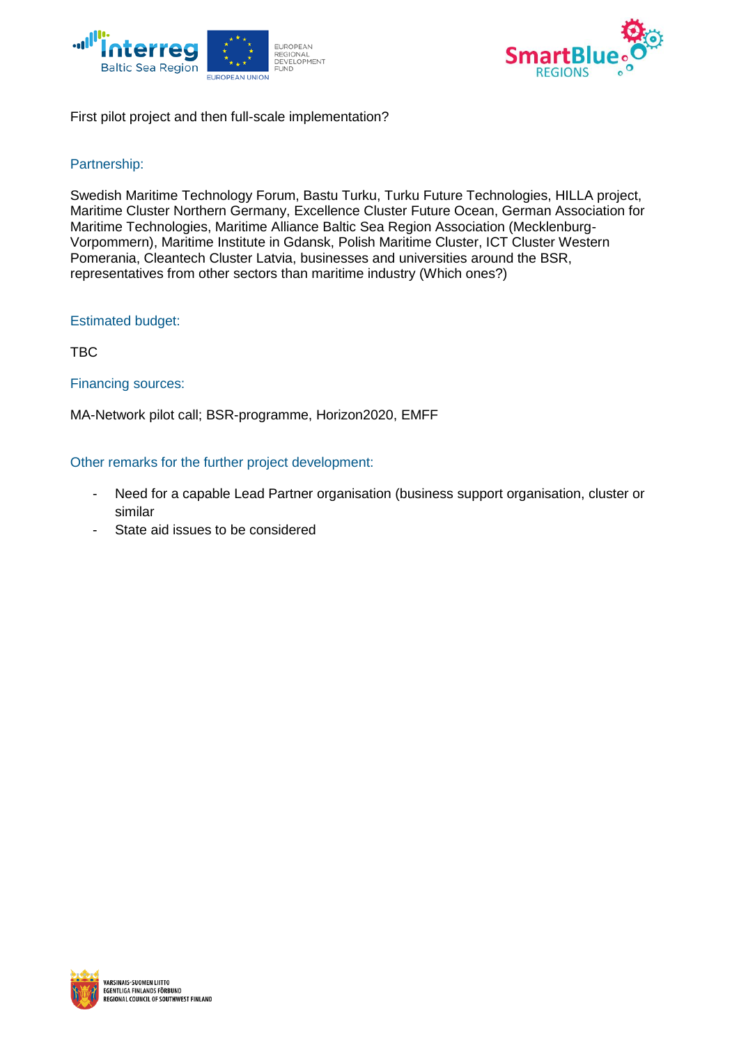First pilot project and then full-scale implementation?

## Partnership:

Swedish Maritime Technology Forum, Bastu Turku, Turku Future Technologies, HILLA project, Maritime Cluster Northern Germany, Excellence Cluster Future Ocean, German Association for Maritime Technologies, Maritime Alliance Baltic Sea Region Association (Mecklenburg-Vorpommern), Maritime Institute in Gdansk, Polish Maritime Cluster, ICT Cluster Western Pomerania, Cleantech Cluster Latvia, businesses and universities around the BSR, representatives from other sectors than maritime industry (Which ones?)

## Estimated budget:

TBC

## Financing sources:

MA-Network pilot call; BSR-programme, Horizon2020, EMFF

## Other remarks for the further project development:

- Need for a capable Lead Partner organisation (business support organisation, cluster or similar
- State aid issues to be considered